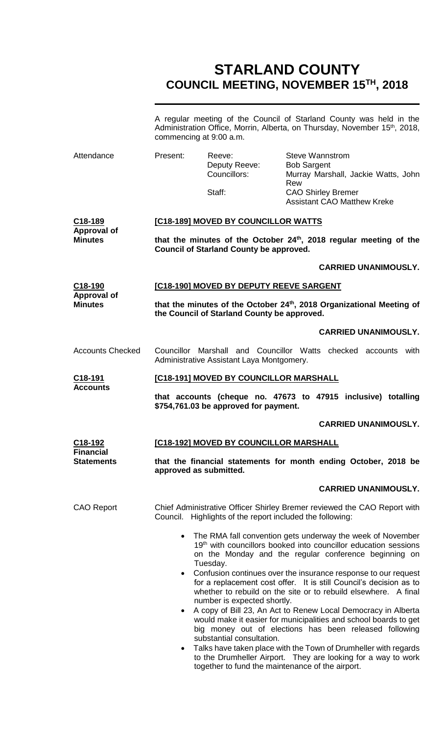# STARLAND COUNTY
## COUNCIL MEETING, NOVEMBER 15TH, 2018

A regular meeting of the Council of Starland County was held in the Administration Office, Morrin, Alberta, on Thursday, November 15th, 2018, commencing at 9:00 a.m.

**Attendance**

| Present: | Reeve: | Steve Wannstrom |
|---|---|---|
| | Deputy Reeve: | Bob Sargent |
| | Councillors: | Murray Marshall, Jackie Watts, John Rew |
| | Staff: | CAO Shirley Bremer |
| | | Assistant CAO Matthew Kreke |

**C18-189 Approval of Minutes**

**[C18-189] MOVED BY COUNCILLOR WATTS**

**that the minutes of the October 24th, 2018 regular meeting of the Council of Starland County be approved.**

**CARRIED UNANIMOUSLY.**

**C18-190 Approval of Minutes**

**[C18-190] MOVED BY DEPUTY REEVE SARGENT**

**that the minutes of the October 24th, 2018 Organizational Meeting of the Council of Starland County be approved.**

**CARRIED UNANIMOUSLY.**

**Accounts Checked**

Councillor Marshall and Councillor Watts checked accounts with Administrative Assistant Laya Montgomery.

**C18-191 Accounts**

**[C18-191] MOVED BY COUNCILLOR MARSHALL**

**that accounts (cheque no. 47673 to 47915 inclusive) totalling $754,761.03 be approved for payment.**

**CARRIED UNANIMOUSLY.**

**C18-192 Financial Statements**

**[C18-192] MOVED BY COUNCILLOR MARSHALL**

**that the financial statements for month ending October, 2018 be approved as submitted.**

**CARRIED UNANIMOUSLY.**

**CAO Report**

Chief Administrative Officer Shirley Bremer reviewed the CAO Report with Council. Highlights of the report included the following:

- The RMA fall convention gets underway the week of November 19th with councillors booked into councillor education sessions on the Monday and the regular conference beginning on Tuesday.
- Confusion continues over the insurance response to our request for a replacement cost offer. It is still Council's decision as to whether to rebuild on the site or to rebuild elsewhere. A final number is expected shortly.
- A copy of Bill 23, An Act to Renew Local Democracy in Alberta would make it easier for municipalities and school boards to get big money out of elections has been released following substantial consultation.
- Talks have taken place with the Town of Drumheller with regards to the Drumheller Airport. They are looking for a way to work together to fund the maintenance of the airport.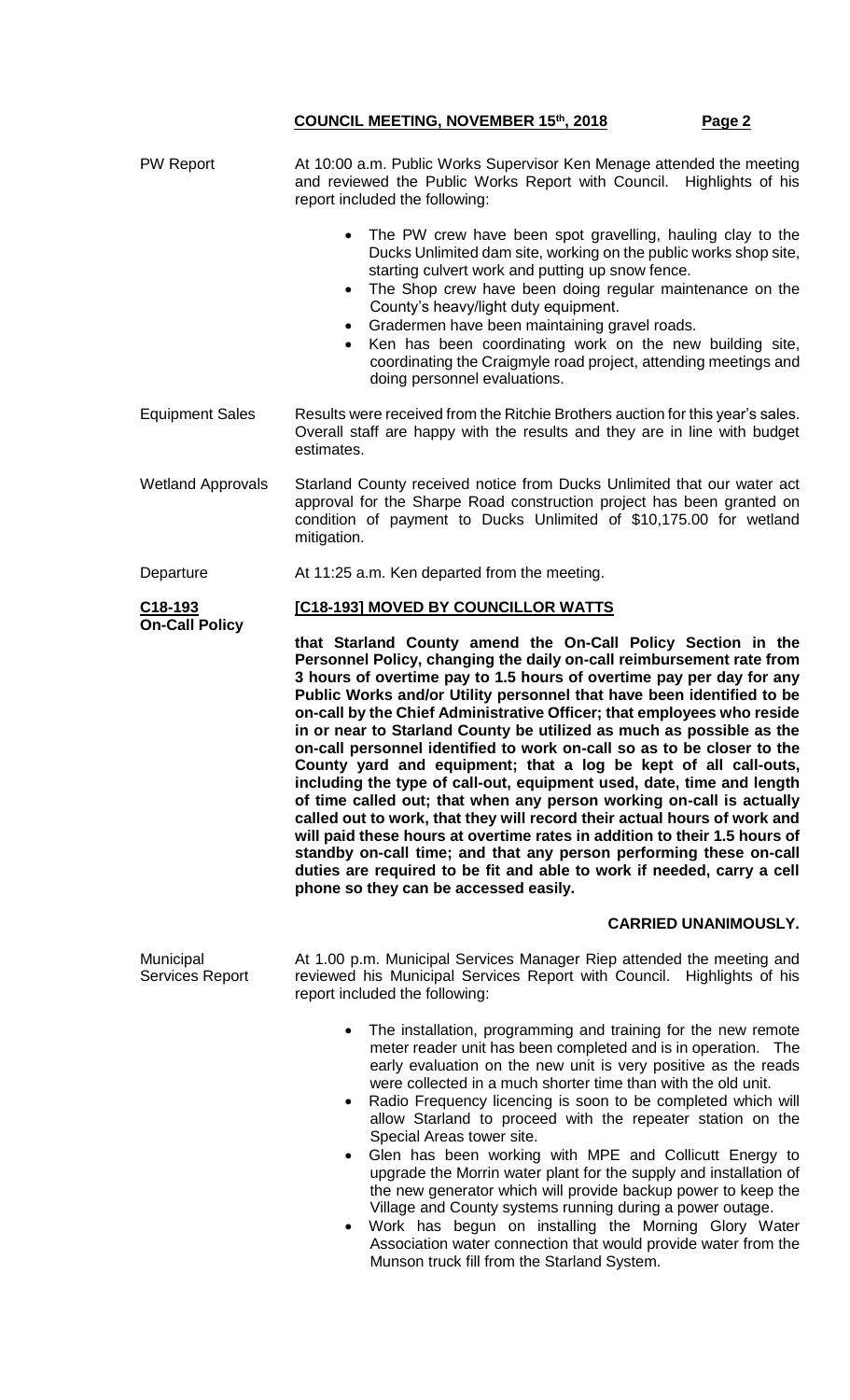PW Report

At 10:00 a.m. Public Works Supervisor Ken Menage attended the meeting and reviewed the Public Works Report with Council. Highlights of his report included the following:

- The PW crew have been spot gravelling, hauling clay to the Ducks Unlimited dam site, working on the public works shop site, starting culvert work and putting up snow fence.
- The Shop crew have been doing regular maintenance on the County's heavy/light duty equipment.
- Gradermen have been maintaining gravel roads.
- Ken has been coordinating work on the new building site, coordinating the Craigmyle road project, attending meetings and doing personnel evaluations.

Equipment Sales

Results were received from the Ritchie Brothers auction for this year's sales. Overall staff are happy with the results and they are in line with budget estimates.

Wetland Approvals

Starland County received notice from Ducks Unlimited that our water act approval for the Sharpe Road construction project has been granted on condition of payment to Ducks Unlimited of $10,175.00 for wetland mitigation.

Departure

At 11:25 a.m. Ken departed from the meeting.

**C18-193**
**On-Call Policy**

**[C18-193] MOVED BY COUNCILLOR WATTS**

**that Starland County amend the On-Call Policy Section in the Personnel Policy, changing the daily on-call reimbursement rate from 3 hours of overtime pay to 1.5 hours of overtime pay per day for any Public Works and/or Utility personnel that have been identified to be on-call by the Chief Administrative Officer; that employees who reside in or near to Starland County be utilized as much as possible as the on-call personnel identified to work on-call so as to be closer to the County yard and equipment; that a log be kept of all call-outs, including the type of call-out, equipment used, date, time and length of time called out; that when any person working on-call is actually called out to work, that they will record their actual hours of work and will paid these hours at overtime rates in addition to their 1.5 hours of standby on-call time; and that any person performing these on-call duties are required to be fit and able to work if needed, carry a cell phone so they can be accessed easily.**

**CARRIED UNANIMOUSLY.**

Municipal Services Report

At 1.00 p.m. Municipal Services Manager Riep attended the meeting and reviewed his Municipal Services Report with Council. Highlights of his report included the following:

- The installation, programming and training for the new remote meter reader unit has been completed and is in operation. The early evaluation on the new unit is very positive as the reads were collected in a much shorter time than with the old unit.
- Radio Frequency licencing is soon to be completed which will allow Starland to proceed with the repeater station on the Special Areas tower site.
- Glen has been working with MPE and Collicutt Energy to upgrade the Morrin water plant for the supply and installation of the new generator which will provide backup power to keep the Village and County systems running during a power outage.
- Work has begun on installing the Morning Glory Water Association water connection that would provide water from the Munson truck fill from the Starland System.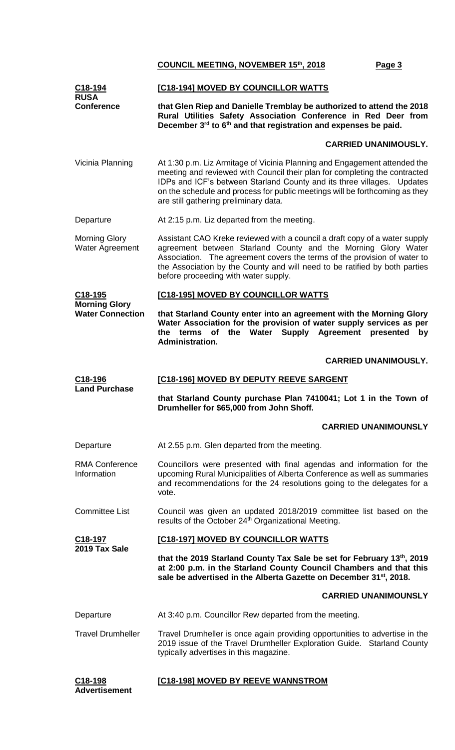**C18-194**
**RUSA Conference**

**[C18-194] MOVED BY COUNCILLOR WATTS**

**that Glen Riep and Danielle Tremblay be authorized to attend the 2018 Rural Utilities Safety Association Conference in Red Deer from December 3rd to 6th and that registration and expenses be paid.**

**CARRIED UNANIMOUSLY.**

Vicinia Planning

At 1:30 p.m. Liz Armitage of Vicinia Planning and Engagement attended the meeting and reviewed with Council their plan for completing the contracted IDPs and ICF's between Starland County and its three villages. Updates on the schedule and process for public meetings will be forthcoming as they are still gathering preliminary data.

Departure

At 2:15 p.m. Liz departed from the meeting.

Morning Glory Water Agreement

Assistant CAO Kreke reviewed with a council a draft copy of a water supply agreement between Starland County and the Morning Glory Water Association. The agreement covers the terms of the provision of water to the Association by the County and will need to be ratified by both parties before proceeding with water supply.

**C18-195**
**Morning Glory Water Connection**

**[C18-195] MOVED BY COUNCILLOR WATTS**

**that Starland County enter into an agreement with the Morning Glory Water Association for the provision of water supply services as per the terms of the Water Supply Agreement presented by Administration.**

**CARRIED UNANIMOUSLY.**

**C18-196**
**Land Purchase**

**[C18-196] MOVED BY DEPUTY REEVE SARGENT**

**that Starland County purchase Plan 7410041; Lot 1 in the Town of Drumheller for $65,000 from John Shoff.**

**CARRIED UNANIMOUNSLY**

Departure

At 2.55 p.m. Glen departed from the meeting.

RMA Conference Information

Councillors were presented with final agendas and information for the upcoming Rural Municipalities of Alberta Conference as well as summaries and recommendations for the 24 resolutions going to the delegates for a vote.

Committee List

Council was given an updated 2018/2019 committee list based on the results of the October 24th Organizational Meeting.

**C18-197**
**2019 Tax Sale**

**[C18-197] MOVED BY COUNCILLOR WATTS**

**that the 2019 Starland County Tax Sale be set for February 13th, 2019 at 2:00 p.m. in the Starland County Council Chambers and that this sale be advertised in the Alberta Gazette on December 31st, 2018.**

**CARRIED UNANIMOUNSLY**

Departure

At 3:40 p.m. Councillor Rew departed from the meeting.

Travel Drumheller

Travel Drumheller is once again providing opportunities to advertise in the 2019 issue of the Travel Drumheller Exploration Guide. Starland County typically advertises in this magazine.

**C18-198**
**Advertisement**

**[C18-198] MOVED BY REEVE WANNSTROM**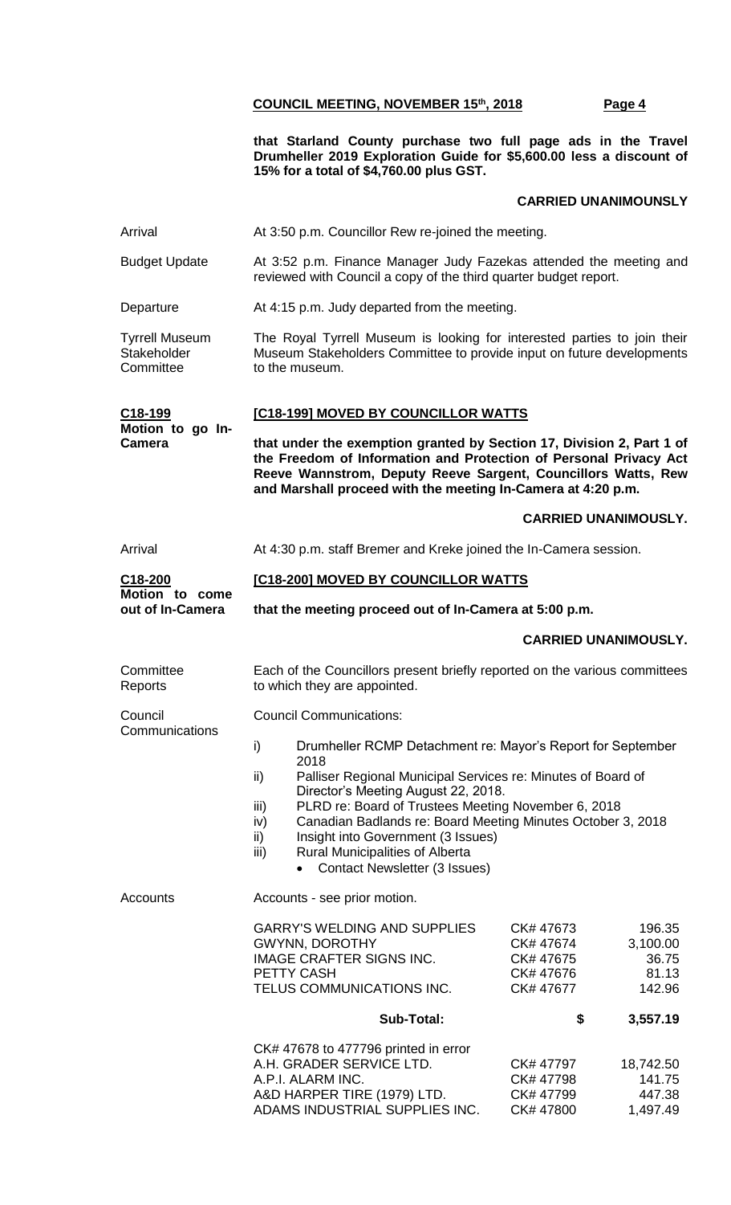**that Starland County purchase two full page ads in the Travel Drumheller 2019 Exploration Guide for $5,600.00 less a discount of 15% for a total of $4,760.00 plus GST.**

**CARRIED UNANIMOUNSLY**

Arrival — At 3:50 p.m. Councillor Rew re-joined the meeting.

Budget Update — At 3:52 p.m. Finance Manager Judy Fazekas attended the meeting and reviewed with Council a copy of the third quarter budget report.

Departure — At 4:15 p.m. Judy departed from the meeting.

Tyrrell Museum Stakeholder Committee — The Royal Tyrrell Museum is looking for interested parties to join their Museum Stakeholders Committee to provide input on future developments to the museum.

**C18-199 Motion to go In-Camera**

**[C18-199] MOVED BY COUNCILLOR WATTS**

**that under the exemption granted by Section 17, Division 2, Part 1 of the Freedom of Information and Protection of Personal Privacy Act Reeve Wannstrom, Deputy Reeve Sargent, Councillors Watts, Rew and Marshall proceed with the meeting In-Camera at 4:20 p.m.**

**CARRIED UNANIMOUSLY.**

Arrival — At 4:30 p.m. staff Bremer and Kreke joined the In-Camera session.

**C18-200 Motion to come out of In-Camera**

**[C18-200] MOVED BY COUNCILLOR WATTS**

**that the meeting proceed out of In-Camera at 5:00 p.m.**

**CARRIED UNANIMOUSLY.**

Committee Reports — Each of the Councillors present briefly reported on the various committees to which they are appointed.

Council Communications — Council Communications:

i) Drumheller RCMP Detachment re: Mayor's Report for September 2018
ii) Palliser Regional Municipal Services re: Minutes of Board of Director's Meeting August 22, 2018.
iii) PLRD re: Board of Trustees Meeting November 6, 2018
iv) Canadian Badlands re: Board Meeting Minutes October 3, 2018
ii) Insight into Government (3 Issues)
iii) Rural Municipalities of Alberta
   - Contact Newsletter (3 Issues)

Accounts — Accounts - see prior motion.

| | | |
|---|---|---|
| GARRY'S WELDING AND SUPPLIES | CK# 47673 | 196.35 |
| GWYNN, DOROTHY | CK# 47674 | 3,100.00 |
| IMAGE CRAFTER SIGNS INC. | CK# 47675 | 36.75 |
| PETTY CASH | CK# 47676 | 81.13 |
| TELUS COMMUNICATIONS INC. | CK# 47677 | 142.96 |
| **Sub-Total:** | **$** | **3,557.19** |
| CK# 47678 to 477796 printed in error | | |
| A.H. GRADER SERVICE LTD. | CK# 47797 | 18,742.50 |
| A.P.I. ALARM INC. | CK# 47798 | 141.75 |
| A&D HARPER TIRE (1979) LTD. | CK# 47799 | 447.38 |
| ADAMS INDUSTRIAL SUPPLIES INC. | CK# 47800 | 1,497.49 |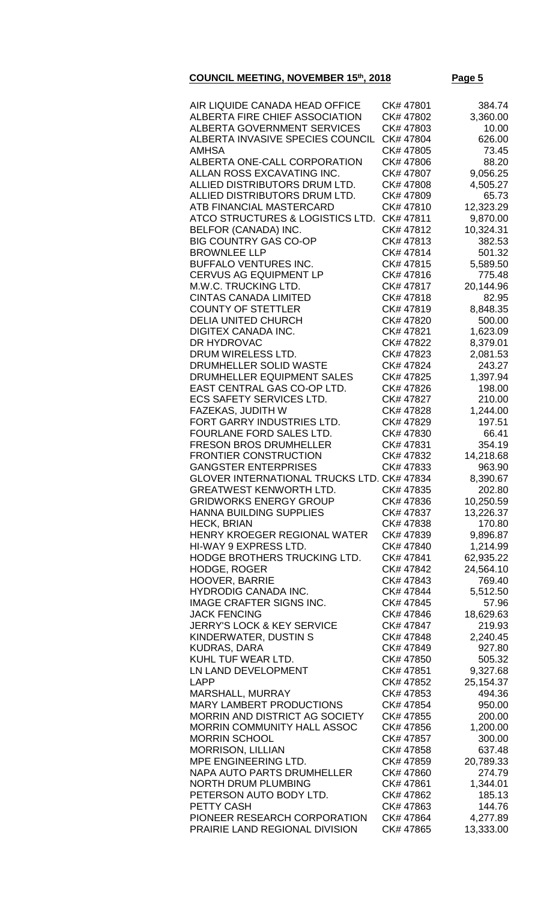**COUNCIL MEETING, NOVEMBER 15th, 2018**

| | | |
|---|---|---|
| AIR LIQUIDE CANADA HEAD OFFICE | CK# 47801 | 384.74 |
| ALBERTA FIRE CHIEF ASSOCIATION | CK# 47802 | 3,360.00 |
| ALBERTA GOVERNMENT SERVICES | CK# 47803 | 10.00 |
| ALBERTA INVASIVE SPECIES COUNCIL | CK# 47804 | 626.00 |
| AMHSA | CK# 47805 | 73.45 |
| ALBERTA ONE-CALL CORPORATION | CK# 47806 | 88.20 |
| ALLAN ROSS EXCAVATING INC. | CK# 47807 | 9,056.25 |
| ALLIED DISTRIBUTORS DRUM LTD. | CK# 47808 | 4,505.27 |
| ALLIED DISTRIBUTORS DRUM LTD. | CK# 47809 | 65.73 |
| ATB FINANCIAL MASTERCARD | CK# 47810 | 12,323.29 |
| ATCO STRUCTURES & LOGISTICS LTD. | CK# 47811 | 9,870.00 |
| BELFOR (CANADA) INC. | CK# 47812 | 10,324.31 |
| BIG COUNTRY GAS CO-OP | CK# 47813 | 382.53 |
| BROWNLEE LLP | CK# 47814 | 501.32 |
| BUFFALO VENTURES INC. | CK# 47815 | 5,589.50 |
| CERVUS AG EQUIPMENT LP | CK# 47816 | 775.48 |
| M.W.C. TRUCKING LTD. | CK# 47817 | 20,144.96 |
| CINTAS CANADA LIMITED | CK# 47818 | 82.95 |
| COUNTY OF STETTLER | CK# 47819 | 8,848.35 |
| DELIA UNITED CHURCH | CK# 47820 | 500.00 |
| DIGITEX CANADA INC. | CK# 47821 | 1,623.09 |
| DR HYDROVAC | CK# 47822 | 8,379.01 |
| DRUM WIRELESS LTD. | CK# 47823 | 2,081.53 |
| DRUMHELLER SOLID WASTE | CK# 47824 | 243.27 |
| DRUMHELLER EQUIPMENT SALES | CK# 47825 | 1,397.94 |
| EAST CENTRAL GAS CO-OP LTD. | CK# 47826 | 198.00 |
| ECS SAFETY SERVICES LTD. | CK# 47827 | 210.00 |
| FAZEKAS, JUDITH W | CK# 47828 | 1,244.00 |
| FORT GARRY INDUSTRIES LTD. | CK# 47829 | 197.51 |
| FOURLANE FORD SALES LTD. | CK# 47830 | 66.41 |
| FRESON BROS DRUMHELLER | CK# 47831 | 354.19 |
| FRONTIER CONSTRUCTION | CK# 47832 | 14,218.68 |
| GANGSTER ENTERPRISES | CK# 47833 | 963.90 |
| GLOVER INTERNATIONAL TRUCKS LTD. | CK# 47834 | 8,390.67 |
| GREATWEST KENWORTH LTD. | CK# 47835 | 202.80 |
| GRIDWORKS ENERGY GROUP | CK# 47836 | 10,250.59 |
| HANNA BUILDING SUPPLIES | CK# 47837 | 13,226.37 |
| HECK, BRIAN | CK# 47838 | 170.80 |
| HENRY KROEGER REGIONAL WATER | CK# 47839 | 9,896.87 |
| HI-WAY 9 EXPRESS LTD. | CK# 47840 | 1,214.99 |
| HODGE BROTHERS TRUCKING LTD. | CK# 47841 | 62,935.22 |
| HODGE, ROGER | CK# 47842 | 24,564.10 |
| HOOVER, BARRIE | CK# 47843 | 769.40 |
| HYDRODIG CANADA INC. | CK# 47844 | 5,512.50 |
| IMAGE CRAFTER SIGNS INC. | CK# 47845 | 57.96 |
| JACK FENCING | CK# 47846 | 18,629.63 |
| JERRY'S LOCK & KEY SERVICE | CK# 47847 | 219.93 |
| KINDERWATER, DUSTIN S | CK# 47848 | 2,240.45 |
| KUDRAS, DARA | CK# 47849 | 927.80 |
| KUHL TUF WEAR LTD. | CK# 47850 | 505.32 |
| LN LAND DEVELOPMENT | CK# 47851 | 9,327.68 |
| LAPP | CK# 47852 | 25,154.37 |
| MARSHALL, MURRAY | CK# 47853 | 494.36 |
| MARY LAMBERT PRODUCTIONS | CK# 47854 | 950.00 |
| MORRIN AND DISTRICT AG SOCIETY | CK# 47855 | 200.00 |
| MORRIN COMMUNITY HALL ASSOC | CK# 47856 | 1,200.00 |
| MORRIN SCHOOL | CK# 47857 | 300.00 |
| MORRISON, LILLIAN | CK# 47858 | 637.48 |
| MPE ENGINEERING LTD. | CK# 47859 | 20,789.33 |
| NAPA AUTO PARTS DRUMHELLER | CK# 47860 | 274.79 |
| NORTH DRUM PLUMBING | CK# 47861 | 1,344.01 |
| PETERSON AUTO BODY LTD. | CK# 47862 | 185.13 |
| PETTY CASH | CK# 47863 | 144.76 |
| PIONEER RESEARCH CORPORATION | CK# 47864 | 4,277.89 |
| PRAIRIE LAND REGIONAL DIVISION | CK# 47865 | 13,333.00 |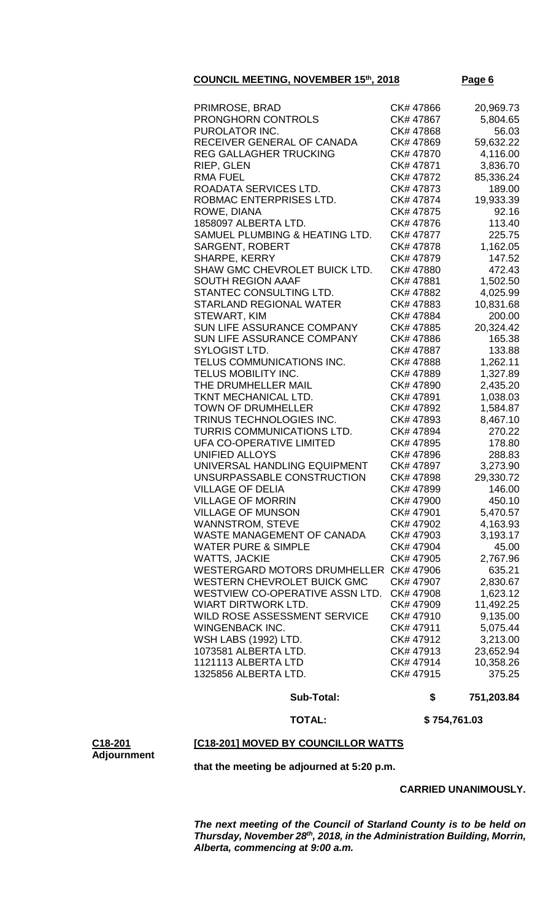| | | |
|---|---|---|
| PRIMROSE, BRAD | CK# 47866 | 20,969.73 |
| PRONGHORN CONTROLS | CK# 47867 | 5,804.65 |
| PUROLATOR INC. | CK# 47868 | 56.03 |
| RECEIVER GENERAL OF CANADA | CK# 47869 | 59,632.22 |
| REG GALLAGHER TRUCKING | CK# 47870 | 4,116.00 |
| RIEP, GLEN | CK# 47871 | 3,836.70 |
| RMA FUEL | CK# 47872 | 85,336.24 |
| ROADATA SERVICES LTD. | CK# 47873 | 189.00 |
| ROBMAC ENTERPRISES LTD. | CK# 47874 | 19,933.39 |
| ROWE, DIANA | CK# 47875 | 92.16 |
| 1858097 ALBERTA LTD. | CK# 47876 | 113.40 |
| SAMUEL PLUMBING & HEATING LTD. | CK# 47877 | 225.75 |
| SARGENT, ROBERT | CK# 47878 | 1,162.05 |
| SHARPE, KERRY | CK# 47879 | 147.52 |
| SHAW GMC CHEVROLET BUICK LTD. | CK# 47880 | 472.43 |
| SOUTH REGION AAAF | CK# 47881 | 1,502.50 |
| STANTEC CONSULTING LTD. | CK# 47882 | 4,025.99 |
| STARLAND REGIONAL WATER | CK# 47883 | 10,831.68 |
| STEWART, KIM | CK# 47884 | 200.00 |
| SUN LIFE ASSURANCE COMPANY | CK# 47885 | 20,324.42 |
| SUN LIFE ASSURANCE COMPANY | CK# 47886 | 165.38 |
| SYLOGIST LTD. | CK# 47887 | 133.88 |
| TELUS COMMUNICATIONS INC. | CK# 47888 | 1,262.11 |
| TELUS MOBILITY INC. | CK# 47889 | 1,327.89 |
| THE DRUMHELLER MAIL | CK# 47890 | 2,435.20 |
| TKNT MECHANICAL LTD. | CK# 47891 | 1,038.03 |
| TOWN OF DRUMHELLER | CK# 47892 | 1,584.87 |
| TRINUS TECHNOLOGIES INC. | CK# 47893 | 8,467.10 |
| TURRIS COMMUNICATIONS LTD. | CK# 47894 | 270.22 |
| UFA CO-OPERATIVE LIMITED | CK# 47895 | 178.80 |
| UNIFIED ALLOYS | CK# 47896 | 288.83 |
| UNIVERSAL HANDLING EQUIPMENT | CK# 47897 | 3,273.90 |
| UNSURPASSABLE CONSTRUCTION | CK# 47898 | 29,330.72 |
| VILLAGE OF DELIA | CK# 47899 | 146.00 |
| VILLAGE OF MORRIN | CK# 47900 | 450.10 |
| VILLAGE OF MUNSON | CK# 47901 | 5,470.57 |
| WANNSTROM, STEVE | CK# 47902 | 4,163.93 |
| WASTE MANAGEMENT OF CANADA | CK# 47903 | 3,193.17 |
| WATER PURE & SIMPLE | CK# 47904 | 45.00 |
| WATTS, JACKIE | CK# 47905 | 2,767.96 |
| WESTERGARD MOTORS DRUMHELLER | CK# 47906 | 635.21 |
| WESTERN CHEVROLET BUICK GMC | CK# 47907 | 2,830.67 |
| WESTVIEW CO-OPERATIVE ASSN LTD. | CK# 47908 | 1,623.12 |
| WIART DIRTWORK LTD. | CK# 47909 | 11,492.25 |
| WILD ROSE ASSESSMENT SERVICE | CK# 47910 | 9,135.00 |
| WINGENBACK INC. | CK# 47911 | 5,075.44 |
| WSH LABS (1992) LTD. | CK# 47912 | 3,213.00 |
| 1073581 ALBERTA LTD. | CK# 47913 | 23,652.94 |
| 1121113 ALBERTA LTD | CK# 47914 | 10,358.26 |
| 1325856 ALBERTA LTD. | CK# 47915 | 375.25 |
| **Sub-Total:** | **$** | **751,203.84** |
| **TOTAL:** | **$ 754,761.03** | |

**C18-201**
**Adjournment**

**[C18-201] MOVED BY COUNCILLOR WATTS**

**that the meeting be adjourned at 5:20 p.m.**

**CARRIED UNANIMOUSLY.**

***The next meeting of the Council of Starland County is to be held on Thursday, November 28th, 2018, in the Administration Building, Morrin, Alberta, commencing at 9:00 a.m.***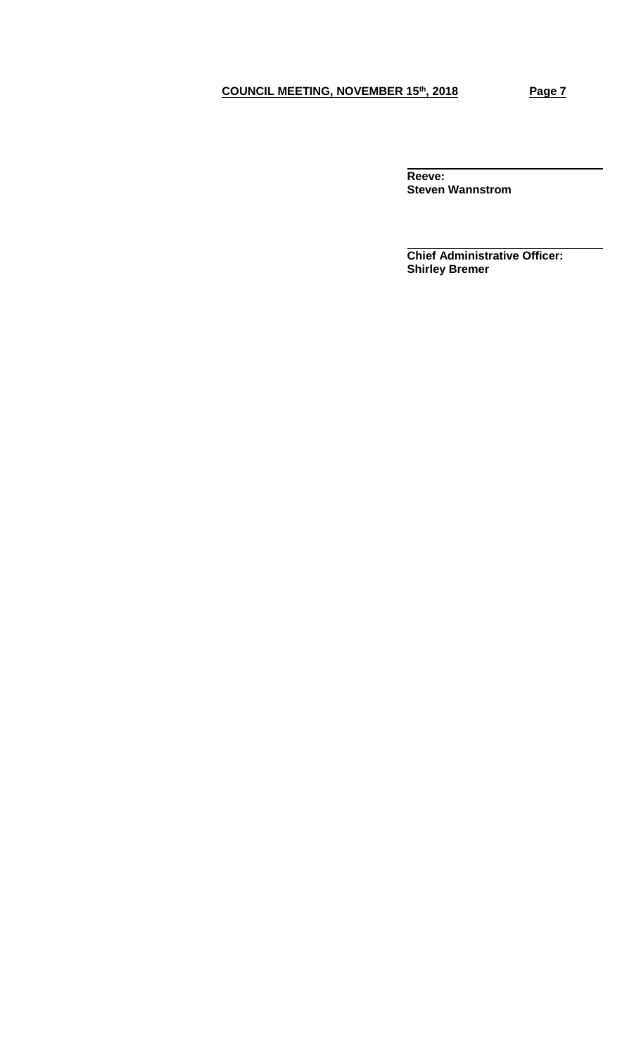______________________________
**Reeve:**
**Steven Wannstrom**

______________________________
**Chief Administrative Officer:**
**Shirley Bremer**